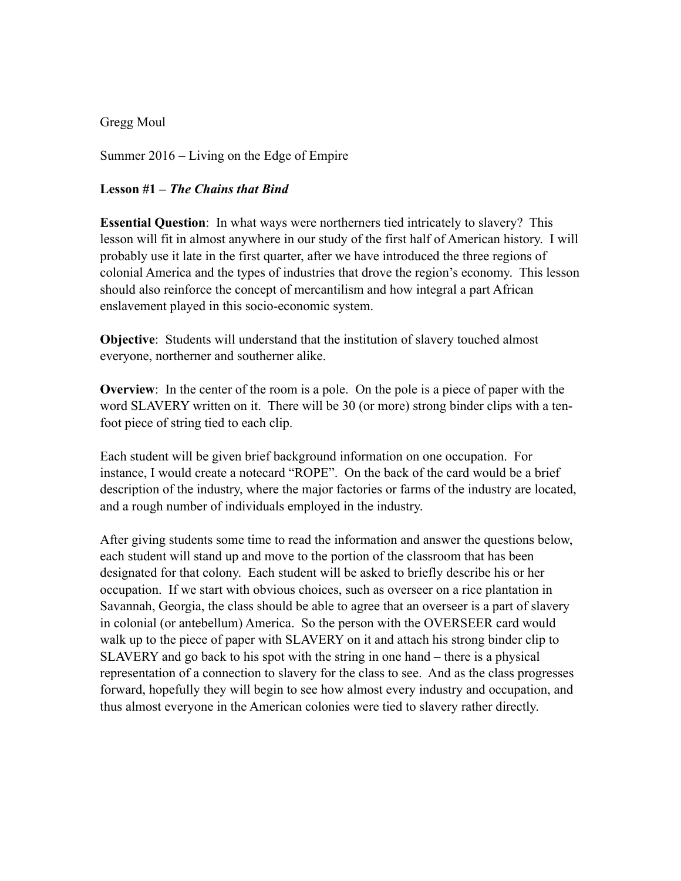Gregg Moul

Summer 2016 – Living on the Edge of Empire

**Lesson #1 –** ***The Chains that Bind***

**Essential Question**: In what ways were northerners tied intricately to slavery? This lesson will fit in almost anywhere in our study of the first half of American history. I will probably use it late in the first quarter, after we have introduced the three regions of colonial America and the types of industries that drove the region's economy. This lesson should also reinforce the concept of mercantilism and how integral a part African enslavement played in this socio-economic system.

**Objective**: Students will understand that the institution of slavery touched almost everyone, northerner and southerner alike.

**Overview**: In the center of the room is a pole. On the pole is a piece of paper with the word SLAVERY written on it. There will be 30 (or more) strong binder clips with a ten-foot piece of string tied to each clip.

Each student will be given brief background information on one occupation. For instance, I would create a notecard "ROPE". On the back of the card would be a brief description of the industry, where the major factories or farms of the industry are located, and a rough number of individuals employed in the industry.

After giving students some time to read the information and answer the questions below, each student will stand up and move to the portion of the classroom that has been designated for that colony. Each student will be asked to briefly describe his or her occupation. If we start with obvious choices, such as overseer on a rice plantation in Savannah, Georgia, the class should be able to agree that an overseer is a part of slavery in colonial (or antebellum) America. So the person with the OVERSEER card would walk up to the piece of paper with SLAVERY on it and attach his strong binder clip to SLAVERY and go back to his spot with the string in one hand – there is a physical representation of a connection to slavery for the class to see. And as the class progresses forward, hopefully they will begin to see how almost every industry and occupation, and thus almost everyone in the American colonies were tied to slavery rather directly.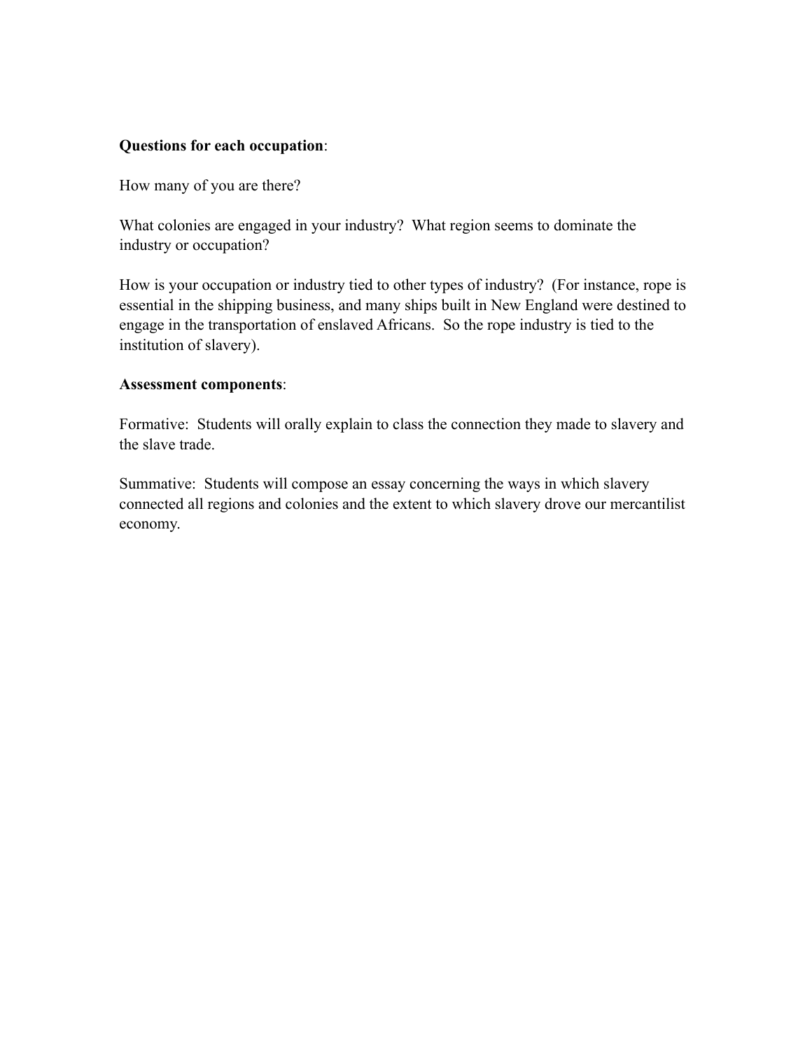**Questions for each occupation**:

How many of you are there?

What colonies are engaged in your industry? What region seems to dominate the industry or occupation?

How is your occupation or industry tied to other types of industry? (For instance, rope is essential in the shipping business, and many ships built in New England were destined to engage in the transportation of enslaved Africans. So the rope industry is tied to the institution of slavery).

**Assessment components**:

Formative: Students will orally explain to class the connection they made to slavery and the slave trade.

Summative: Students will compose an essay concerning the ways in which slavery connected all regions and colonies and the extent to which slavery drove our mercantilist economy.